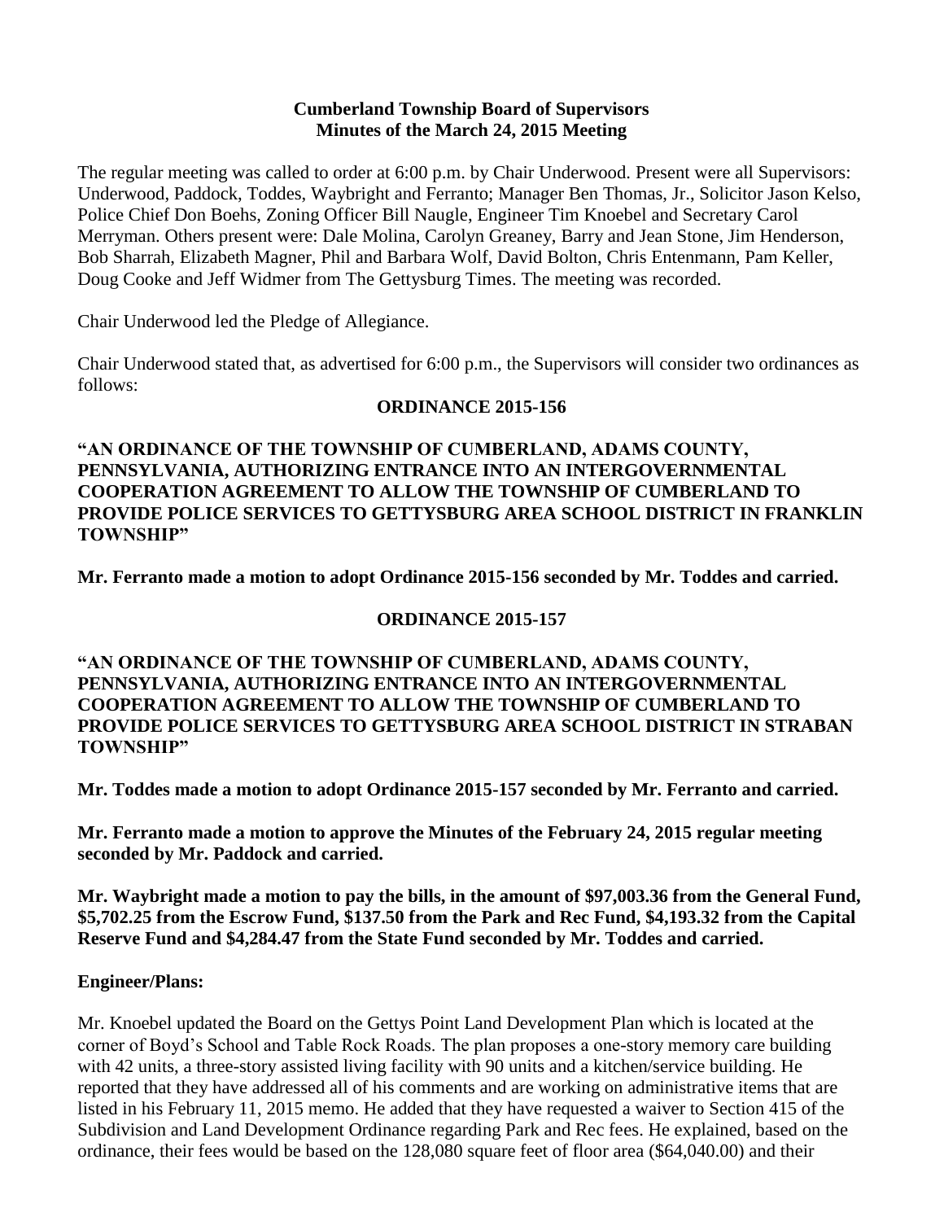**Cumberland Township Board of Supervisors**
**Minutes of the March 24, 2015 Meeting**

The regular meeting was called to order at 6:00 p.m. by Chair Underwood. Present were all Supervisors: Underwood, Paddock, Toddes, Waybright and Ferranto; Manager Ben Thomas, Jr., Solicitor Jason Kelso, Police Chief Don Boehs, Zoning Officer Bill Naugle, Engineer Tim Knoebel and Secretary Carol Merryman. Others present were: Dale Molina, Carolyn Greaney, Barry and Jean Stone, Jim Henderson, Bob Sharrah, Elizabeth Magner, Phil and Barbara Wolf, David Bolton, Chris Entenmann, Pam Keller, Doug Cooke and Jeff Widmer from The Gettysburg Times. The meeting was recorded.

Chair Underwood led the Pledge of Allegiance.

Chair Underwood stated that, as advertised for 6:00 p.m., the Supervisors will consider two ordinances as follows:

**ORDINANCE 2015-156**

**"AN ORDINANCE OF THE TOWNSHIP OF CUMBERLAND, ADAMS COUNTY, PENNSYLVANIA, AUTHORIZING ENTRANCE INTO AN INTERGOVERNMENTAL COOPERATION AGREEMENT TO ALLOW THE TOWNSHIP OF CUMBERLAND TO PROVIDE POLICE SERVICES TO GETTYSBURG AREA SCHOOL DISTRICT IN FRANKLIN TOWNSHIP"**

**Mr. Ferranto made a motion to adopt Ordinance 2015-156 seconded by Mr. Toddes and carried.**

**ORDINANCE 2015-157**

**"AN ORDINANCE OF THE TOWNSHIP OF CUMBERLAND, ADAMS COUNTY, PENNSYLVANIA, AUTHORIZING ENTRANCE INTO AN INTERGOVERNMENTAL COOPERATION AGREEMENT TO ALLOW THE TOWNSHIP OF CUMBERLAND TO PROVIDE POLICE SERVICES TO GETTYSBURG AREA SCHOOL DISTRICT IN STRABAN TOWNSHIP"**

**Mr. Toddes made a motion to adopt Ordinance 2015-157 seconded by Mr. Ferranto and carried.**

**Mr. Ferranto made a motion to approve the Minutes of the February 24, 2015 regular meeting seconded by Mr. Paddock and carried.**

**Mr. Waybright made a motion to pay the bills, in the amount of $97,003.36 from the General Fund, $5,702.25 from the Escrow Fund, $137.50 from the Park and Rec Fund, $4,193.32 from the Capital Reserve Fund and $4,284.47 from the State Fund seconded by Mr. Toddes and carried.**

**Engineer/Plans:**

Mr. Knoebel updated the Board on the Gettys Point Land Development Plan which is located at the corner of Boyd's School and Table Rock Roads. The plan proposes a one-story memory care building with 42 units, a three-story assisted living facility with 90 units and a kitchen/service building. He reported that they have addressed all of his comments and are working on administrative items that are listed in his February 11, 2015 memo. He added that they have requested a waiver to Section 415 of the Subdivision and Land Development Ordinance regarding Park and Rec fees. He explained, based on the ordinance, their fees would be based on the 128,080 square feet of floor area ($64,040.00) and their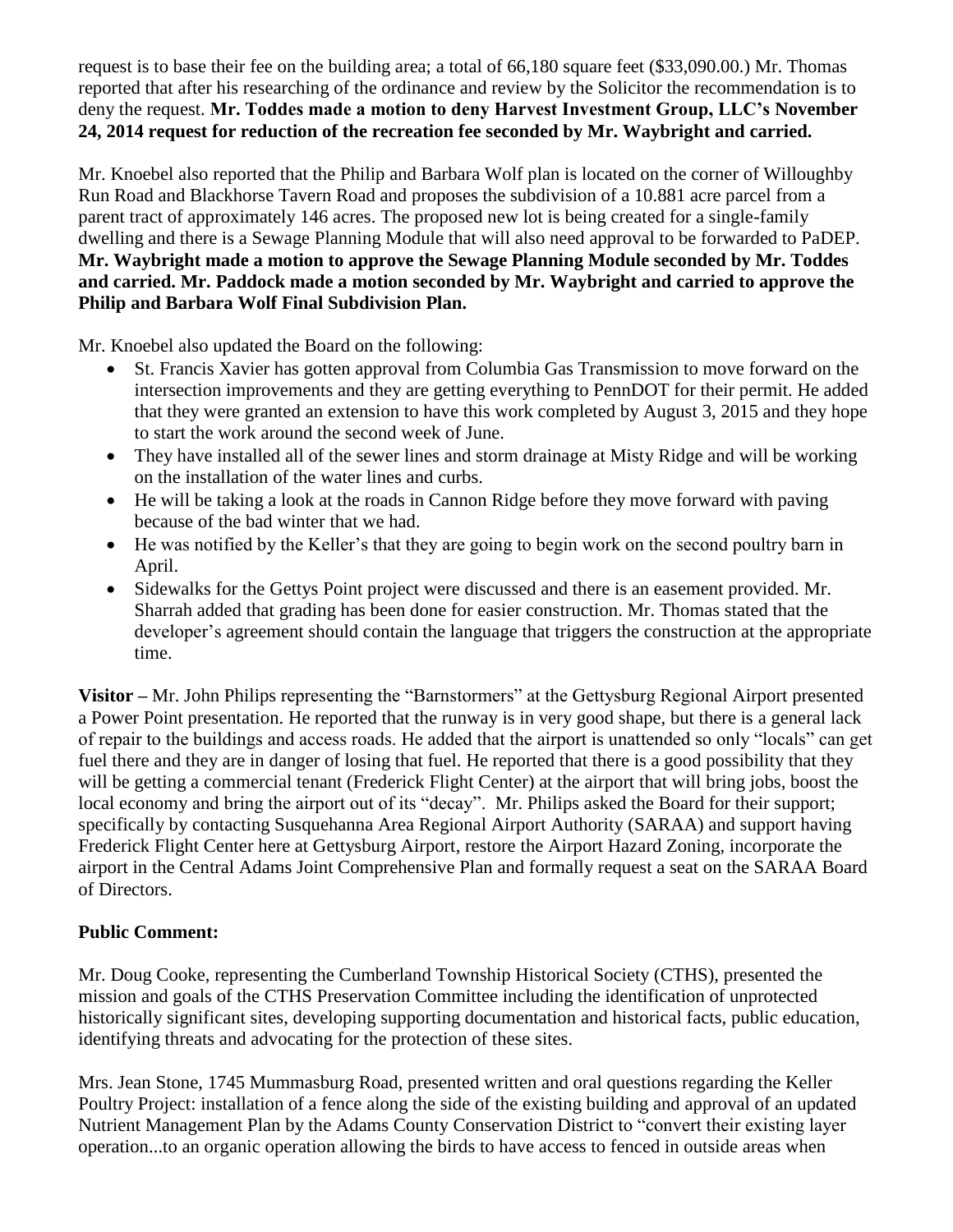request is to base their fee on the building area; a total of 66,180 square feet ($33,090.00.) Mr. Thomas reported that after his researching of the ordinance and review by the Solicitor the recommendation is to deny the request. **Mr. Toddes made a motion to deny Harvest Investment Group, LLC's November 24, 2014 request for reduction of the recreation fee seconded by Mr. Waybright and carried.**

Mr. Knoebel also reported that the Philip and Barbara Wolf plan is located on the corner of Willoughby Run Road and Blackhorse Tavern Road and proposes the subdivision of a 10.881 acre parcel from a parent tract of approximately 146 acres. The proposed new lot is being created for a single-family dwelling and there is a Sewage Planning Module that will also need approval to be forwarded to PaDEP. **Mr. Waybright made a motion to approve the Sewage Planning Module seconded by Mr. Toddes and carried. Mr. Paddock made a motion seconded by Mr. Waybright and carried to approve the Philip and Barbara Wolf Final Subdivision Plan.**

Mr. Knoebel also updated the Board on the following:

- St. Francis Xavier has gotten approval from Columbia Gas Transmission to move forward on the intersection improvements and they are getting everything to PennDOT for their permit. He added that they were granted an extension to have this work completed by August 3, 2015 and they hope to start the work around the second week of June.
- They have installed all of the sewer lines and storm drainage at Misty Ridge and will be working on the installation of the water lines and curbs.
- He will be taking a look at the roads in Cannon Ridge before they move forward with paving because of the bad winter that we had.
- He was notified by the Keller's that they are going to begin work on the second poultry barn in April.
- Sidewalks for the Gettys Point project were discussed and there is an easement provided. Mr. Sharrah added that grading has been done for easier construction. Mr. Thomas stated that the developer's agreement should contain the language that triggers the construction at the appropriate time.

**Visitor –** Mr. John Philips representing the "Barnstormers" at the Gettysburg Regional Airport presented a Power Point presentation. He reported that the runway is in very good shape, but there is a general lack of repair to the buildings and access roads. He added that the airport is unattended so only "locals" can get fuel there and they are in danger of losing that fuel. He reported that there is a good possibility that they will be getting a commercial tenant (Frederick Flight Center) at the airport that will bring jobs, boost the local economy and bring the airport out of its "decay". Mr. Philips asked the Board for their support; specifically by contacting Susquehanna Area Regional Airport Authority (SARAA) and support having Frederick Flight Center here at Gettysburg Airport, restore the Airport Hazard Zoning, incorporate the airport in the Central Adams Joint Comprehensive Plan and formally request a seat on the SARAA Board of Directors.

**Public Comment:**

Mr. Doug Cooke, representing the Cumberland Township Historical Society (CTHS), presented the mission and goals of the CTHS Preservation Committee including the identification of unprotected historically significant sites, developing supporting documentation and historical facts, public education, identifying threats and advocating for the protection of these sites.

Mrs. Jean Stone, 1745 Mummasburg Road, presented written and oral questions regarding the Keller Poultry Project: installation of a fence along the side of the existing building and approval of an updated Nutrient Management Plan by the Adams County Conservation District to "convert their existing layer operation...to an organic operation allowing the birds to have access to fenced in outside areas when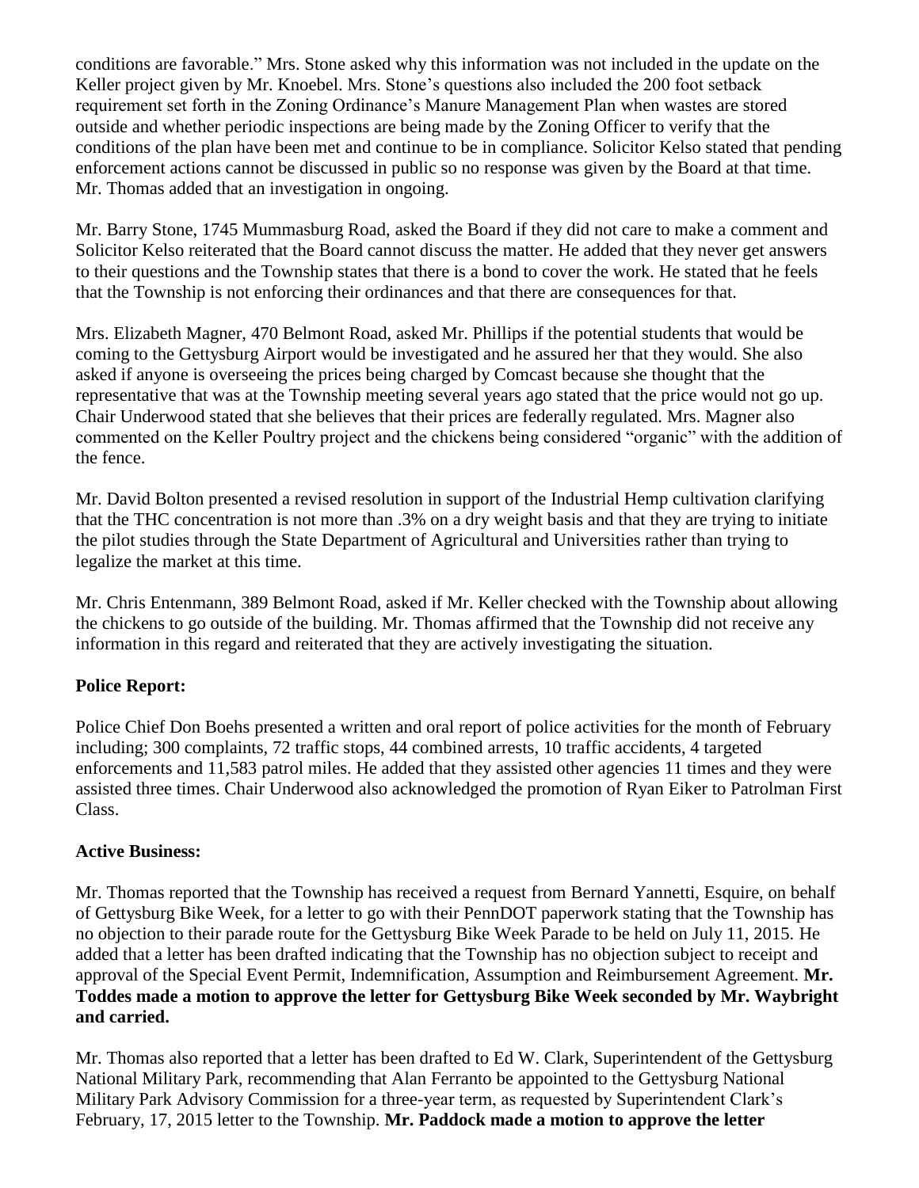conditions are favorable." Mrs. Stone asked why this information was not included in the update on the Keller project given by Mr. Knoebel. Mrs. Stone's questions also included the 200 foot setback requirement set forth in the Zoning Ordinance's Manure Management Plan when wastes are stored outside and whether periodic inspections are being made by the Zoning Officer to verify that the conditions of the plan have been met and continue to be in compliance. Solicitor Kelso stated that pending enforcement actions cannot be discussed in public so no response was given by the Board at that time. Mr. Thomas added that an investigation in ongoing.

Mr. Barry Stone, 1745 Mummasburg Road, asked the Board if they did not care to make a comment and Solicitor Kelso reiterated that the Board cannot discuss the matter. He added that they never get answers to their questions and the Township states that there is a bond to cover the work. He stated that he feels that the Township is not enforcing their ordinances and that there are consequences for that.

Mrs. Elizabeth Magner, 470 Belmont Road, asked Mr. Phillips if the potential students that would be coming to the Gettysburg Airport would be investigated and he assured her that they would. She also asked if anyone is overseeing the prices being charged by Comcast because she thought that the representative that was at the Township meeting several years ago stated that the price would not go up. Chair Underwood stated that she believes that their prices are federally regulated. Mrs. Magner also commented on the Keller Poultry project and the chickens being considered "organic" with the addition of the fence.

Mr. David Bolton presented a revised resolution in support of the Industrial Hemp cultivation clarifying that the THC concentration is not more than .3% on a dry weight basis and that they are trying to initiate the pilot studies through the State Department of Agricultural and Universities rather than trying to legalize the market at this time.

Mr. Chris Entenmann, 389 Belmont Road, asked if Mr. Keller checked with the Township about allowing the chickens to go outside of the building. Mr. Thomas affirmed that the Township did not receive any information in this regard and reiterated that they are actively investigating the situation.

**Police Report:**

Police Chief Don Boehs presented a written and oral report of police activities for the month of February including; 300 complaints, 72 traffic stops, 44 combined arrests, 10 traffic accidents, 4 targeted enforcements and 11,583 patrol miles. He added that they assisted other agencies 11 times and they were assisted three times. Chair Underwood also acknowledged the promotion of Ryan Eiker to Patrolman First Class.

**Active Business:**

Mr. Thomas reported that the Township has received a request from Bernard Yannetti, Esquire, on behalf of Gettysburg Bike Week, for a letter to go with their PennDOT paperwork stating that the Township has no objection to their parade route for the Gettysburg Bike Week Parade to be held on July 11, 2015. He added that a letter has been drafted indicating that the Township has no objection subject to receipt and approval of the Special Event Permit, Indemnification, Assumption and Reimbursement Agreement. **Mr. Toddes made a motion to approve the letter for Gettysburg Bike Week seconded by Mr. Waybright and carried.**

Mr. Thomas also reported that a letter has been drafted to Ed W. Clark, Superintendent of the Gettysburg National Military Park, recommending that Alan Ferranto be appointed to the Gettysburg National Military Park Advisory Commission for a three-year term, as requested by Superintendent Clark's February, 17, 2015 letter to the Township. **Mr. Paddock made a motion to approve the letter**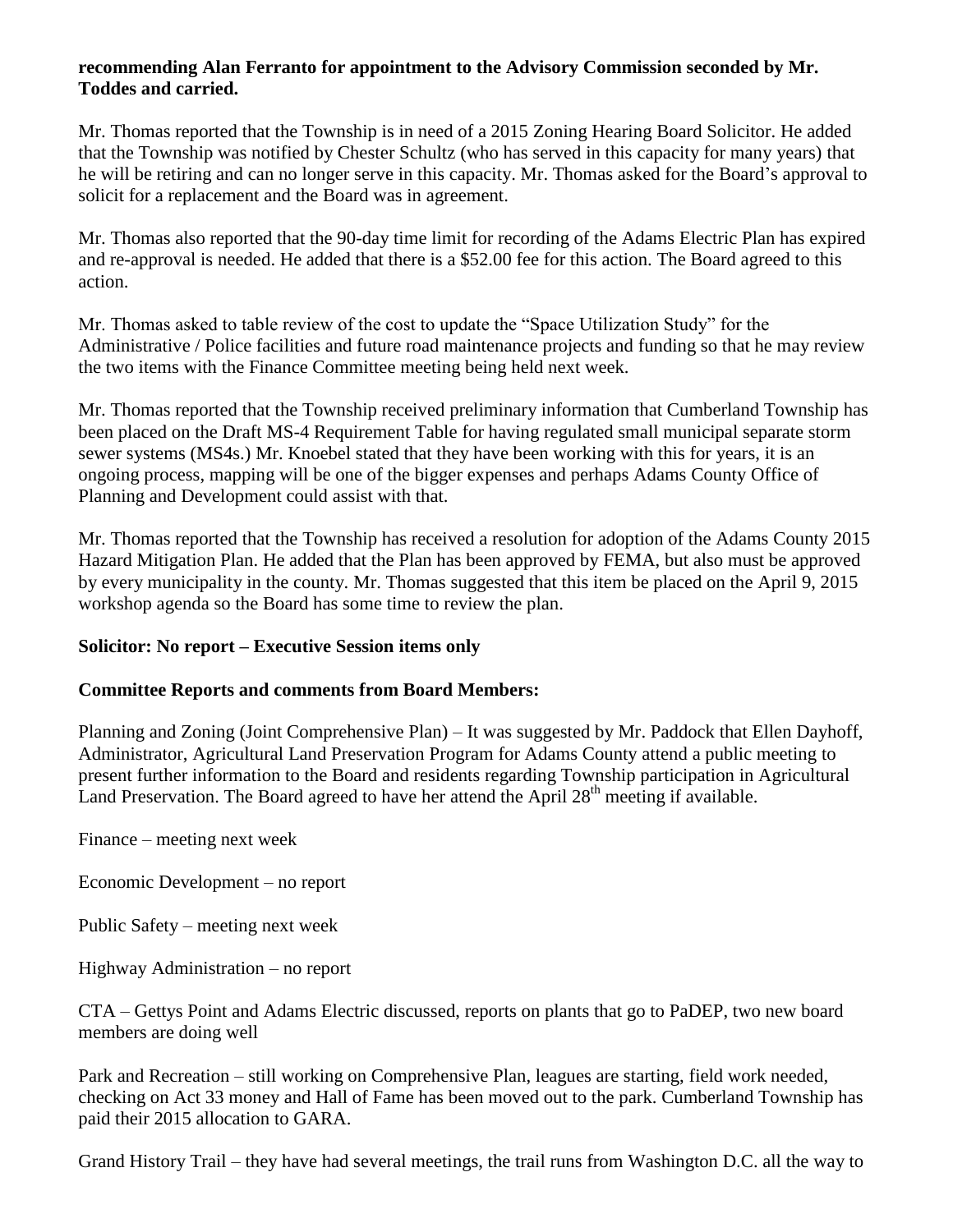**recommending Alan Ferranto for appointment to the Advisory Commission seconded by Mr. Toddes and carried.**

Mr. Thomas reported that the Township is in need of a 2015 Zoning Hearing Board Solicitor. He added that the Township was notified by Chester Schultz (who has served in this capacity for many years) that he will be retiring and can no longer serve in this capacity. Mr. Thomas asked for the Board's approval to solicit for a replacement and the Board was in agreement.

Mr. Thomas also reported that the 90-day time limit for recording of the Adams Electric Plan has expired and re-approval is needed. He added that there is a $52.00 fee for this action. The Board agreed to this action.

Mr. Thomas asked to table review of the cost to update the "Space Utilization Study" for the Administrative / Police facilities and future road maintenance projects and funding so that he may review the two items with the Finance Committee meeting being held next week.

Mr. Thomas reported that the Township received preliminary information that Cumberland Township has been placed on the Draft MS-4 Requirement Table for having regulated small municipal separate storm sewer systems (MS4s.) Mr. Knoebel stated that they have been working with this for years, it is an ongoing process, mapping will be one of the bigger expenses and perhaps Adams County Office of Planning and Development could assist with that.

Mr. Thomas reported that the Township has received a resolution for adoption of the Adams County 2015 Hazard Mitigation Plan. He added that the Plan has been approved by FEMA, but also must be approved by every municipality in the county. Mr. Thomas suggested that this item be placed on the April 9, 2015 workshop agenda so the Board has some time to review the plan.

**Solicitor: No report – Executive Session items only**

**Committee Reports and comments from Board Members:**

Planning and Zoning (Joint Comprehensive Plan) – It was suggested by Mr. Paddock that Ellen Dayhoff, Administrator, Agricultural Land Preservation Program for Adams County attend a public meeting to present further information to the Board and residents regarding Township participation in Agricultural Land Preservation. The Board agreed to have her attend the April 28th meeting if available.

Finance – meeting next week

Economic Development – no report

Public Safety – meeting next week

Highway Administration – no report

CTA – Gettys Point and Adams Electric discussed, reports on plants that go to PaDEP, two new board members are doing well

Park and Recreation – still working on Comprehensive Plan, leagues are starting, field work needed, checking on Act 33 money and Hall of Fame has been moved out to the park. Cumberland Township has paid their 2015 allocation to GARA.

Grand History Trail – they have had several meetings, the trail runs from Washington D.C. all the way to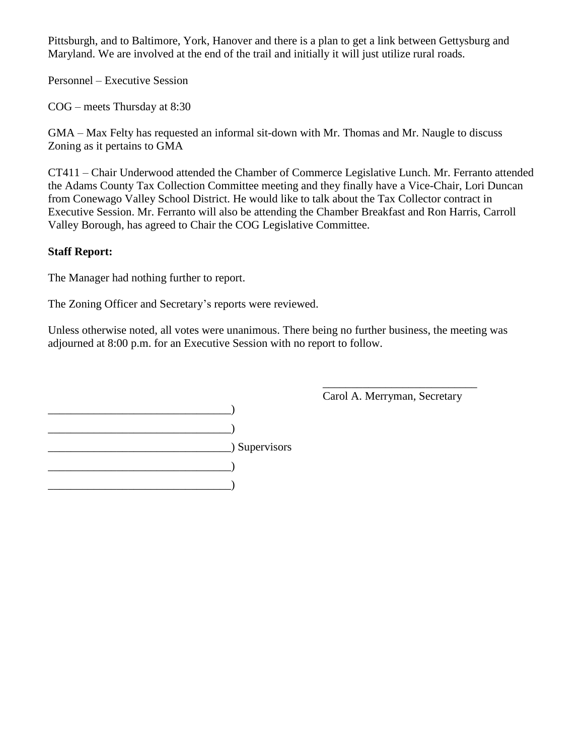Pittsburgh, and to Baltimore, York, Hanover and there is a plan to get a link between Gettysburg and Maryland. We are involved at the end of the trail and initially it will just utilize rural roads.

Personnel – Executive Session

COG – meets Thursday at 8:30

GMA – Max Felty has requested an informal sit-down with Mr. Thomas and Mr. Naugle to discuss Zoning as it pertains to GMA

CT411 – Chair Underwood attended the Chamber of Commerce Legislative Lunch. Mr. Ferranto attended the Adams County Tax Collection Committee meeting and they finally have a Vice-Chair, Lori Duncan from Conewago Valley School District. He would like to talk about the Tax Collector contract in Executive Session. Mr. Ferranto will also be attending the Chamber Breakfast and Ron Harris, Carroll Valley Borough, has agreed to Chair the COG Legislative Committee.

**Staff Report:**

The Manager had nothing further to report.

The Zoning Officer and Secretary's reports were reviewed.

Unless otherwise noted, all votes were unanimous. There being no further business, the meeting was adjourned at 8:00 p.m. for an Executive Session with no report to follow.

\_\_\_\_\_\_\_\_\_\_\_\_\_\_\_\_\_\_\_\_\_\_\_\_\_\_\_\_
Carol A. Merryman, Secretary

\_\_\_\_\_\_\_\_\_\_\_\_\_\_\_\_\_\_\_\_\_\_\_\_\_\_\_\_\_\_\_\_)
\_\_\_\_\_\_\_\_\_\_\_\_\_\_\_\_\_\_\_\_\_\_\_\_\_\_\_\_\_\_\_\_)
\_\_\_\_\_\_\_\_\_\_\_\_\_\_\_\_\_\_\_\_\_\_\_\_\_\_\_\_\_\_\_\_) Supervisors
\_\_\_\_\_\_\_\_\_\_\_\_\_\_\_\_\_\_\_\_\_\_\_\_\_\_\_\_\_\_\_\_)
\_\_\_\_\_\_\_\_\_\_\_\_\_\_\_\_\_\_\_\_\_\_\_\_\_\_\_\_\_\_\_\_)